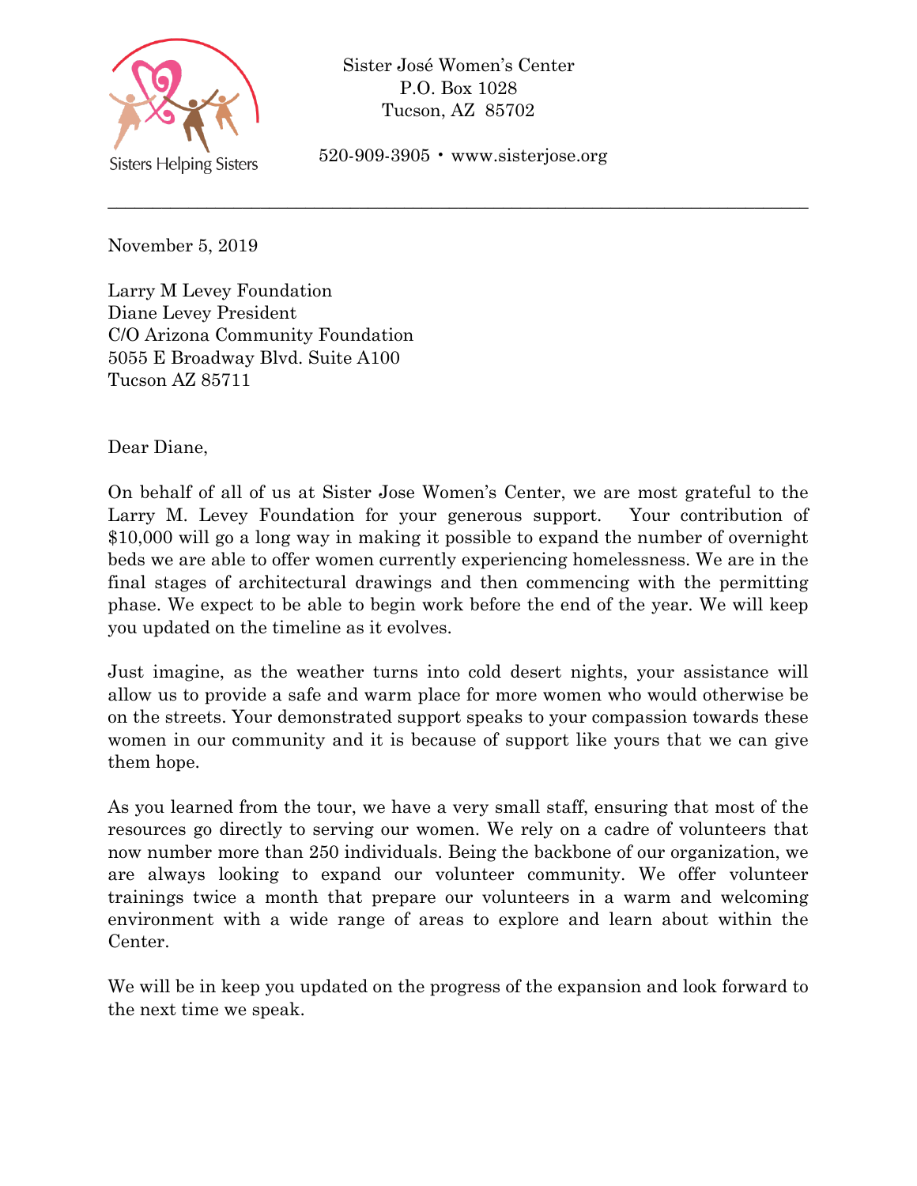Sisters Helping Sisters

Sister José Women's Center
P.O. Box 1028
Tucson, AZ 85702

520-909-3905 • www.sisterjose.org

---

November 5, 2019

Larry M Levey Foundation
Diane Levey President
C/O Arizona Community Foundation
5055 E Broadway Blvd. Suite A100
Tucson AZ 85711

Dear Diane,

On behalf of all of us at Sister Jose Women's Center, we are most grateful to the Larry M. Levey Foundation for your generous support. Your contribution of $10,000 will go a long way in making it possible to expand the number of overnight beds we are able to offer women currently experiencing homelessness. We are in the final stages of architectural drawings and then commencing with the permitting phase. We expect to be able to begin work before the end of the year. We will keep you updated on the timeline as it evolves.

Just imagine, as the weather turns into cold desert nights, your assistance will allow us to provide a safe and warm place for more women who would otherwise be on the streets. Your demonstrated support speaks to your compassion towards these women in our community and it is because of support like yours that we can give them hope.

As you learned from the tour, we have a very small staff, ensuring that most of the resources go directly to serving our women. We rely on a cadre of volunteers that now number more than 250 individuals. Being the backbone of our organization, we are always looking to expand our volunteer community. We offer volunteer trainings twice a month that prepare our volunteers in a warm and welcoming environment with a wide range of areas to explore and learn about within the Center.

We will be in keep you updated on the progress of the expansion and look forward to the next time we speak.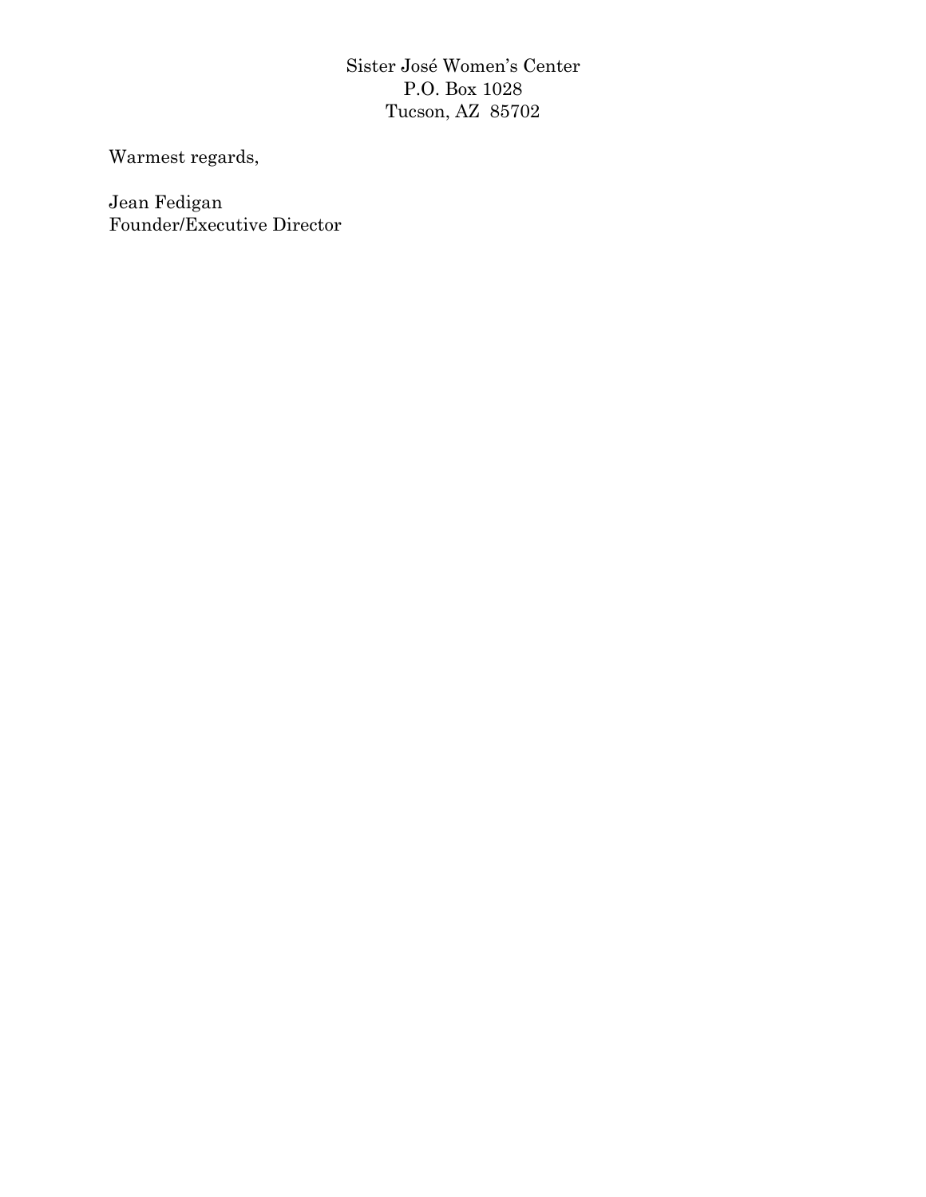Sister José Women's Center
P.O. Box 1028
Tucson, AZ 85702

Warmest regards,

Jean Fedigan
Founder/Executive Director